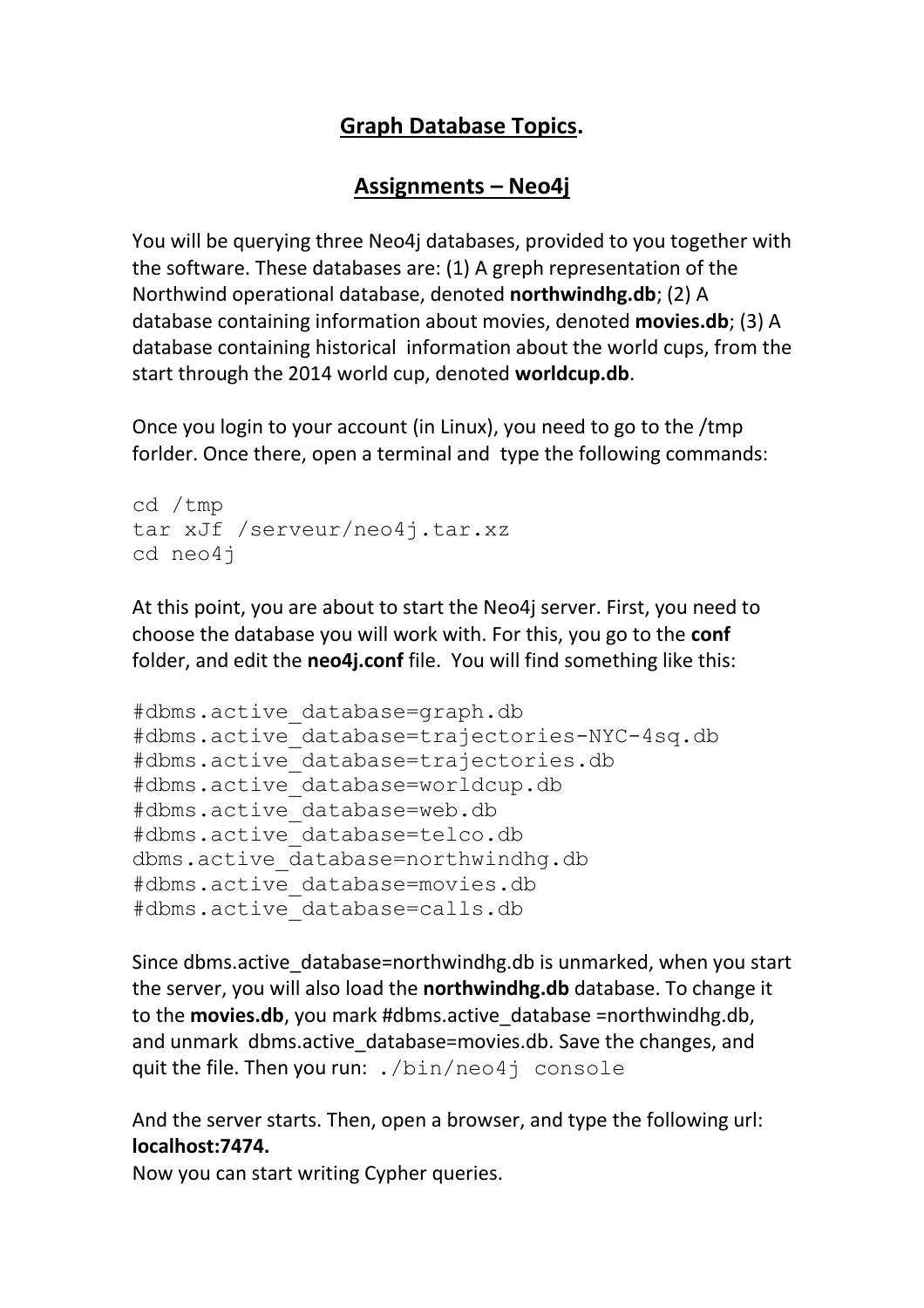# **Graph Database Topics.**

## **Assignments – Neo4j**

You will be querying three Neo4j databases, provided to you together with the software. These databases are: (1) A greph representation of the Northwind operational database, denoted **northwindhg.db**; (2) A database containing information about movies, denoted **movies.db**; (3) A database containing historical information about the world cups, from the start through the 2014 world cup, denoted **worldcup.db**.

Once you login to your account (in Linux), you need to go to the /tmp forlder. Once there, open a terminal and type the following commands:

```
cd /tmp
tar xJf /serveur/neo4j.tar.xz
cd neo4j
```

At this point, you are about to start the Neo4j server. First, you need to choose the database you will work with. For this, you go to the **conf** folder, and edit the **neo4j.conf** file. You will find something like this:

```
#dbms.active_database=graph.db
#dbms.active_database=trajectories-NYC-4sq.db
#dbms.active_database=trajectories.db
#dbms.active_database=worldcup.db
#dbms.active_database=web.db
#dbms.active_database=telco.db
dbms.active_database=northwindhg.db
#dbms.active_database=movies.db
#dbms.active_database=calls.db
```

Since dbms.active_database=northwindhg.db is unmarked, when you start the server, you will also load the **northwindhg.db** database. To change it to the **movies.db**, you mark #dbms.active_database =northwindhg.db, and unmark dbms.active_database=movies.db. Save the changes, and quit the file. Then you run: `./bin/neo4j console`

And the server starts. Then, open a browser, and type the following url: **localhost:7474.**

Now you can start writing Cypher queries.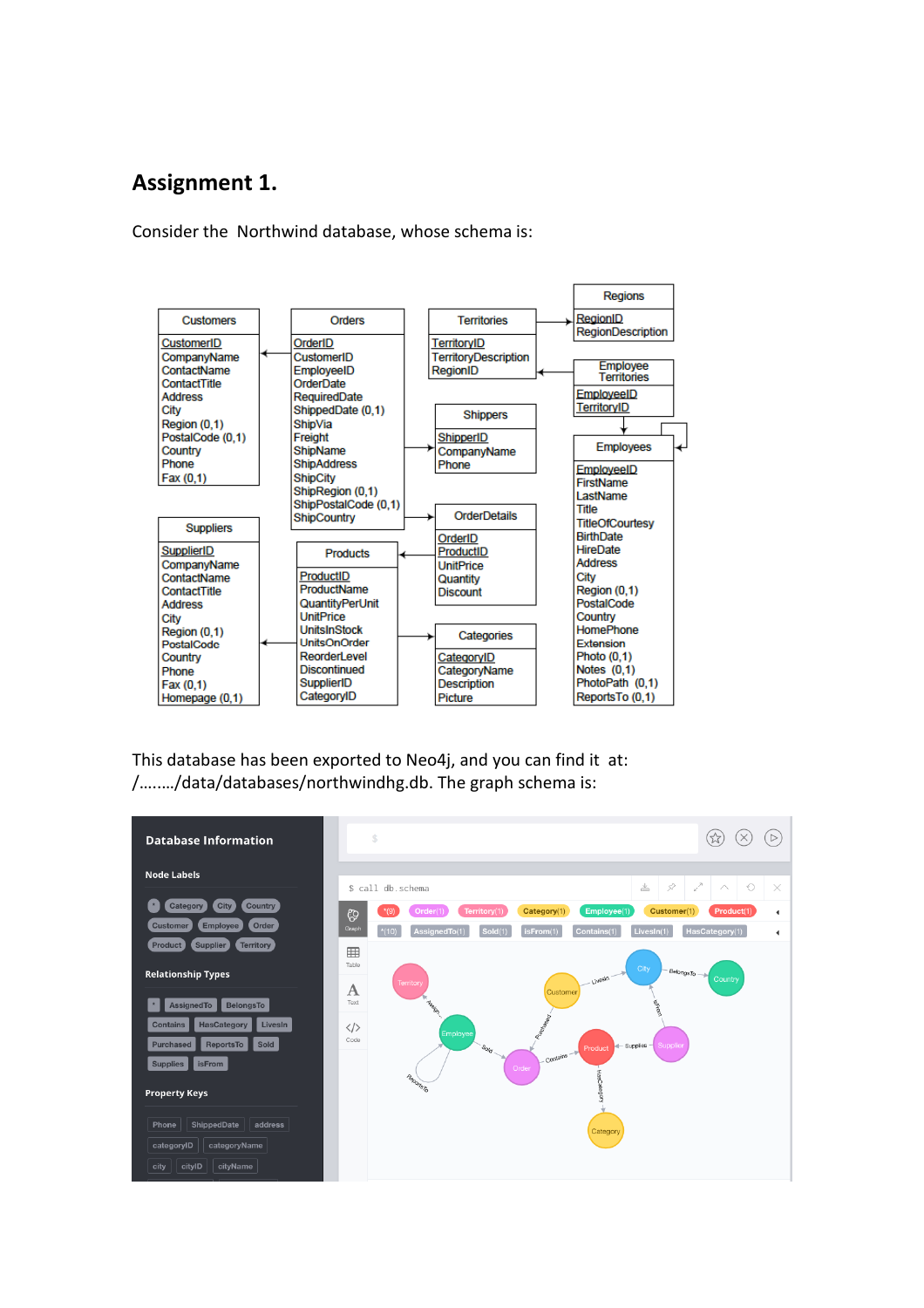# Assignment 1.

Consider the Northwind database, whose schema is:

**Customers**
- CustomerID
- CompanyName
- ContactName
- ContactTitle
- Address
- City
- Region (0,1)
- PostalCode (0,1)
- Country
- Phone
- Fax (0,1)

**Orders**
- OrderID
- CustomerID
- EmployeeID
- OrderDate
- RequiredDate
- ShippedDate (0,1)
- ShipVia
- Freight
- ShipName
- ShipAddress
- ShipCity
- ShipRegion (0,1)
- ShipPostalCode (0,1)
- ShipCountry

**Territories**
- TerritoryID
- TerritoryDescription
- RegionID

**Regions**
- RegionID
- RegionDescription

**Employee Territories**
- EmployeeID
- TerritoryID

**Shippers**
- ShipperID
- CompanyName
- Phone

**Employees**
- EmployeeID
- FirstName
- LastName
- Title
- TitleOfCourtesy
- BirthDate
- HireDate
- Address
- City
- Region (0,1)
- PostalCode
- Country
- HomePhone
- Extension
- Photo (0,1)
- Notes (0,1)
- PhotoPath (0,1)
- ReportsTo (0,1)

**OrderDetails**
- OrderID
- ProductID
- UnitPrice
- Quantity
- Discount

**Suppliers**
- SupplierID
- CompanyName
- ContactName
- ContactTitle
- Address
- City
- Region (0,1)
- PostalCode
- Country
- Phone
- Fax (0,1)
- Homepage (0,1)

**Products**
- ProductID
- ProductName
- QuantityPerUnit
- UnitPrice
- UnitsInStock
- UnitsOnOrder
- ReorderLevel
- Discontinued
- SupplierID
- CategoryID

**Categories**
- CategoryID
- CategoryName
- Description
- Picture

This database has been exported to Neo4j, and you can find it at: /……../data/databases/northwindhg.db. The graph schema is:

```
$ call db.schema
```

**Database Information**

Node Labels: Category, City, Country, Customer, Employee, Order, Product, Supplier, Territory

Relationship Types: AssignedTo, BelongsTo, Contains, HasCategory, LivesIn, Purchased, ReportsTo, Sold, Supplies, isFrom

Property Keys: Phone, ShippedDate, address, categoryID, categoryName, city, cityID, cityName

Graph schema relationships:
- (Employee)-[:AssignedTo]->(Territory)
- (Employee)-[:ReportsTo]->(Employee)
- (Employee)-[:Sold]->(Order)
- (Customer)-[:Purchased]->(Order)
- (Customer)-[:LivesIn]->(City)
- (City)-[:BelongsTo]->(Country)
- (Supplier)-[:isFrom]->(City)
- (Order)-[:Contains]->(Product)
- (Supplier)-[:Supplies]->(Product)
- (Product)-[:HasCategory]->(Category)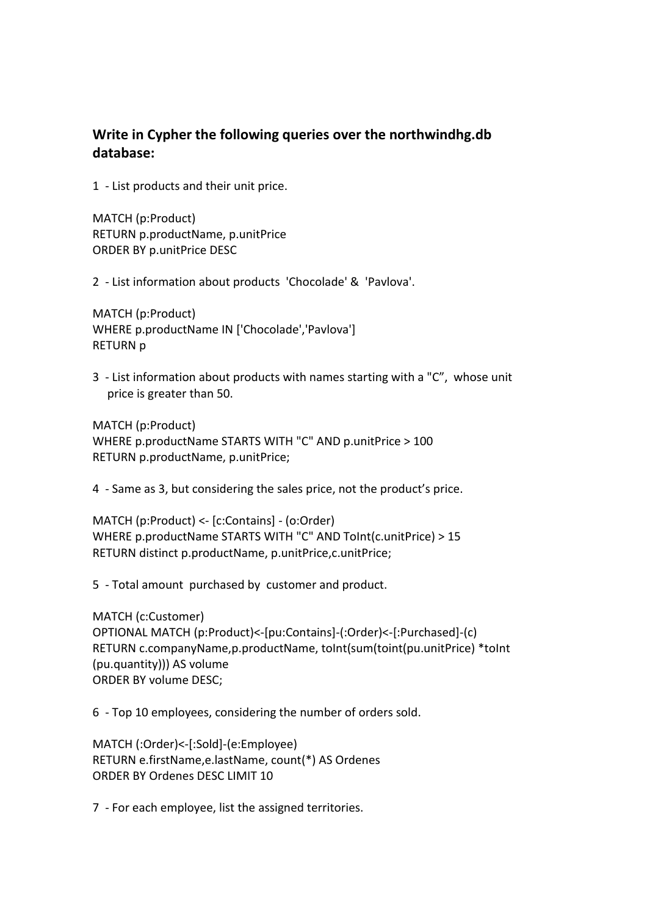## Write in Cypher the following queries over the northwindhg.db database:

1 - List products and their unit price.

```
MATCH (p:Product)
RETURN p.productName, p.unitPrice
ORDER BY p.unitPrice DESC
```

2 - List information about products 'Chocolade' & 'Pavlova'.

```
MATCH (p:Product)
WHERE p.productName IN ['Chocolade','Pavlova']
RETURN p
```

3 - List information about products with names starting with a "C", whose unit price is greater than 50.

```
MATCH (p:Product)
WHERE p.productName STARTS WITH "C" AND p.unitPrice > 100
RETURN p.productName, p.unitPrice;
```

4 - Same as 3, but considering the sales price, not the product's price.

```
MATCH (p:Product) <- [c:Contains] - (o:Order)
WHERE p.productName STARTS WITH "C" AND ToInt(c.unitPrice) > 15
RETURN distinct p.productName, p.unitPrice,c.unitPrice;
```

5 - Total amount purchased by customer and product.

```
MATCH (c:Customer)
OPTIONAL MATCH (p:Product)<-[pu:Contains]-(:Order)<-[:Purchased]-(c)
RETURN c.companyName,p.productName, toInt(sum(toint(pu.unitPrice) *toInt
(pu.quantity))) AS volume
ORDER BY volume DESC;
```

6 - Top 10 employees, considering the number of orders sold.

```
MATCH (:Order)<-[:Sold]-(e:Employee)
RETURN e.firstName,e.lastName, count(*) AS Ordenes
ORDER BY Ordenes DESC LIMIT 10
```

7 - For each employee, list the assigned territories.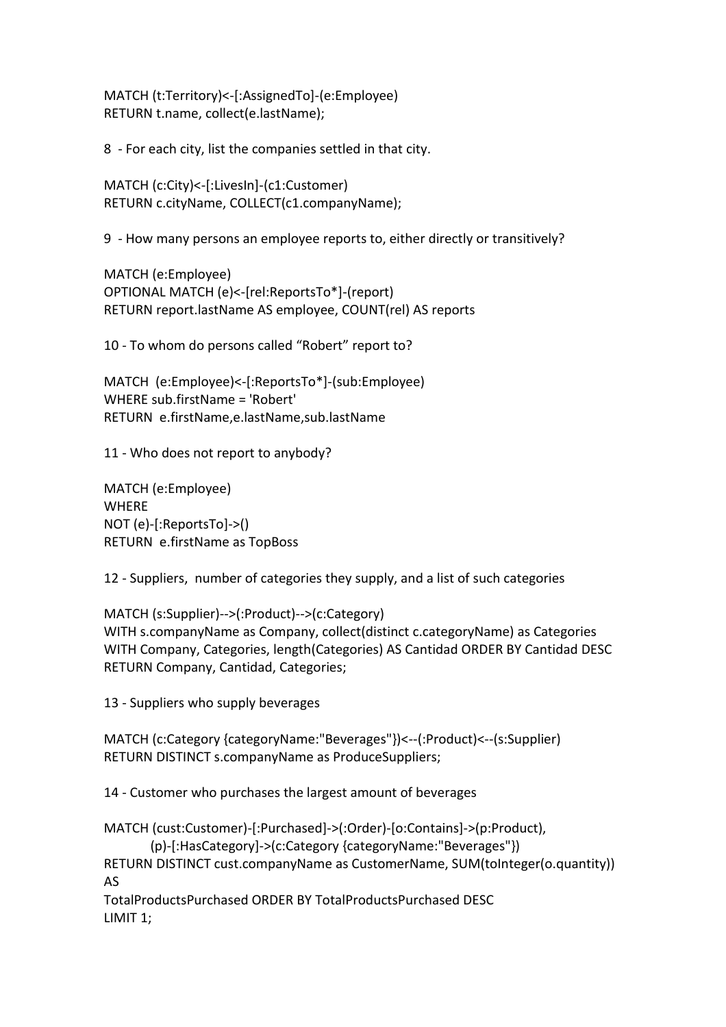```
MATCH (t:Territory)<-[:AssignedTo]-(e:Employee)
RETURN t.name, collect(e.lastName);
```

8 - For each city, list the companies settled in that city.

```
MATCH (c:City)<-[:LivesIn]-(c1:Customer)
RETURN c.cityName, COLLECT(c1.companyName);
```

9 - How many persons an employee reports to, either directly or transitively?

```
MATCH (e:Employee)
OPTIONAL MATCH (e)<-[rel:ReportsTo*]-(report)
RETURN report.lastName AS employee, COUNT(rel) AS reports
```

10 - To whom do persons called “Robert” report to?

```
MATCH  (e:Employee)<-[:ReportsTo*]-(sub:Employee)
WHERE sub.firstName = 'Robert'
RETURN  e.firstName,e.lastName,sub.lastName
```

11 - Who does not report to anybody?

```
MATCH (e:Employee)
WHERE
NOT (e)-[:ReportsTo]->()
RETURN  e.firstName as TopBoss
```

12 - Suppliers, number of categories they supply, and a list of such categories

```
MATCH (s:Supplier)-->(:Product)-->(c:Category)
WITH s.companyName as Company, collect(distinct c.categoryName) as Categories
WITH Company, Categories, length(Categories) AS Cantidad ORDER BY Cantidad DESC
RETURN Company, Cantidad, Categories;
```

13 - Suppliers who supply beverages

```
MATCH (c:Category {categoryName:"Beverages"})<--(:Product)<--(s:Supplier)
RETURN DISTINCT s.companyName as ProduceSuppliers;
```

14 - Customer who purchases the largest amount of beverages

```
MATCH (cust:Customer)-[:Purchased]->(:Order)-[o:Contains]->(p:Product),
        (p)-[:HasCategory]->(c:Category {categoryName:"Beverages"})
RETURN DISTINCT cust.companyName as CustomerName, SUM(toInteger(o.quantity))
AS
TotalProductsPurchased ORDER BY TotalProductsPurchased DESC
LIMIT 1;
```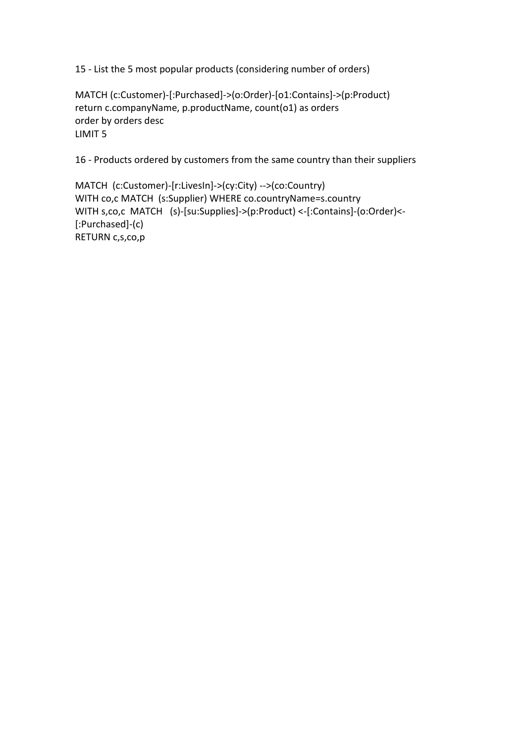15 - List the 5 most popular products (considering number of orders)

```
MATCH (c:Customer)-[:Purchased]->(o:Order)-[o1:Contains]->(p:Product)
return c.companyName, p.productName, count(o1) as orders
order by orders desc
LIMIT 5
```

16 - Products ordered by customers from the same country than their suppliers

```
MATCH  (c:Customer)-[r:LivesIn]->(cy:City) -->(co:Country)
WITH co,c MATCH  (s:Supplier) WHERE co.countryName=s.country
WITH s,co,c  MATCH   (s)-[su:Supplies]->(p:Product) <-[:Contains]-(o:Order)<-
[:Purchased]-(c)
RETURN c,s,co,p
```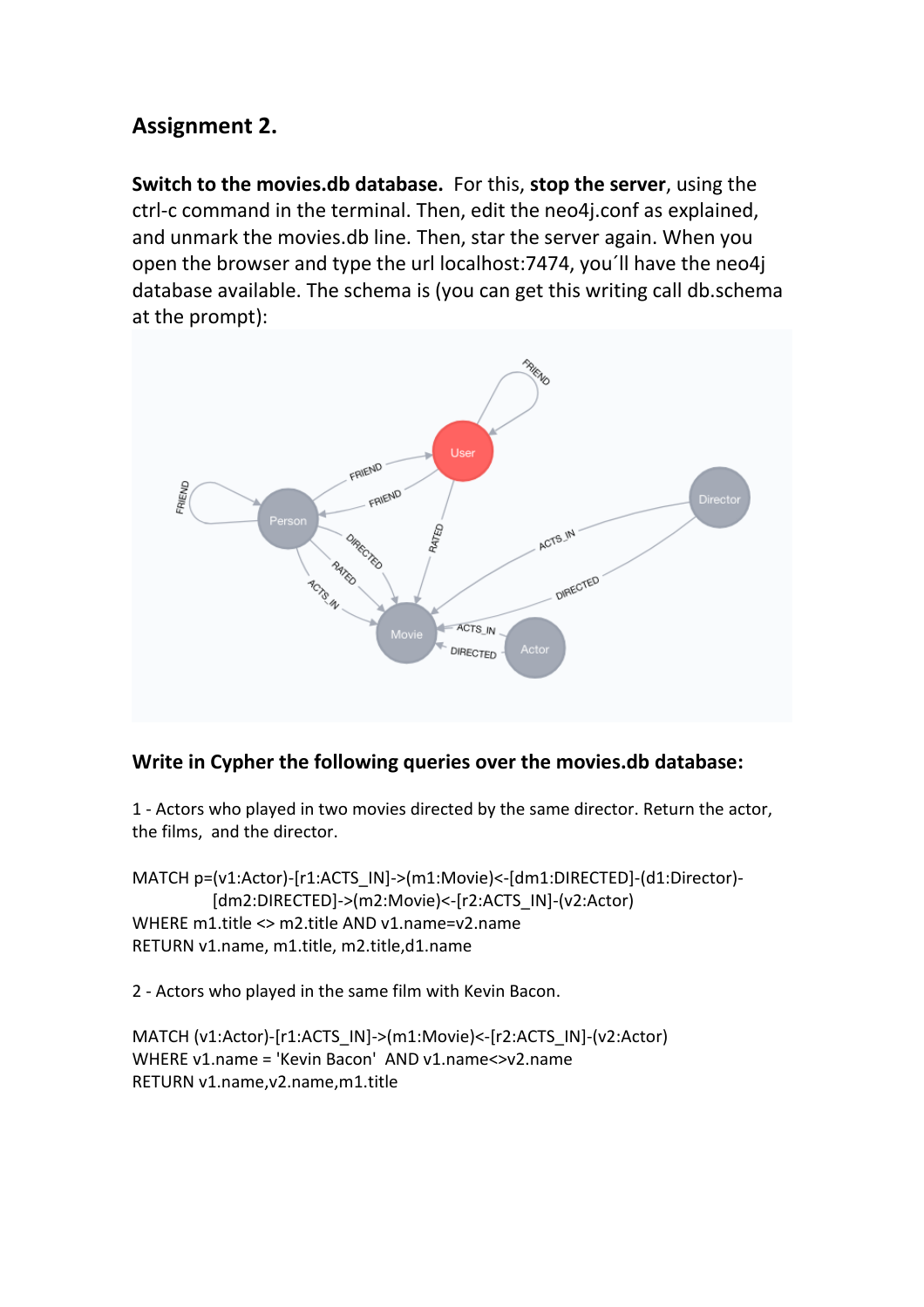## Assignment 2.

**Switch to the movies.db database.** For this, **stop the server**, using the ctrl-c command in the terminal. Then, edit the neo4j.conf as explained, and unmark the movies.db line. Then, star the server again. When you open the browser and type the url localhost:7474, you´ll have the neo4j database available. The schema is (you can get this writing call db.schema at the prompt):

### Write in Cypher the following queries over the movies.db database:

1 - Actors who played in two movies directed by the same director. Return the actor, the films, and the director.

```
MATCH p=(v1:Actor)-[r1:ACTS_IN]->(m1:Movie)<-[dm1:DIRECTED]-(d1:Director)-
            [dm2:DIRECTED]->(m2:Movie)<-[r2:ACTS_IN]-(v2:Actor)
WHERE m1.title <> m2.title AND v1.name=v2.name
RETURN v1.name, m1.title, m2.title,d1.name
```

2 - Actors who played in the same film with Kevin Bacon.

```
MATCH (v1:Actor)-[r1:ACTS_IN]->(m1:Movie)<-[r2:ACTS_IN]-(v2:Actor)
WHERE v1.name = 'Kevin Bacon'  AND v1.name<>v2.name
RETURN v1.name,v2.name,m1.title
```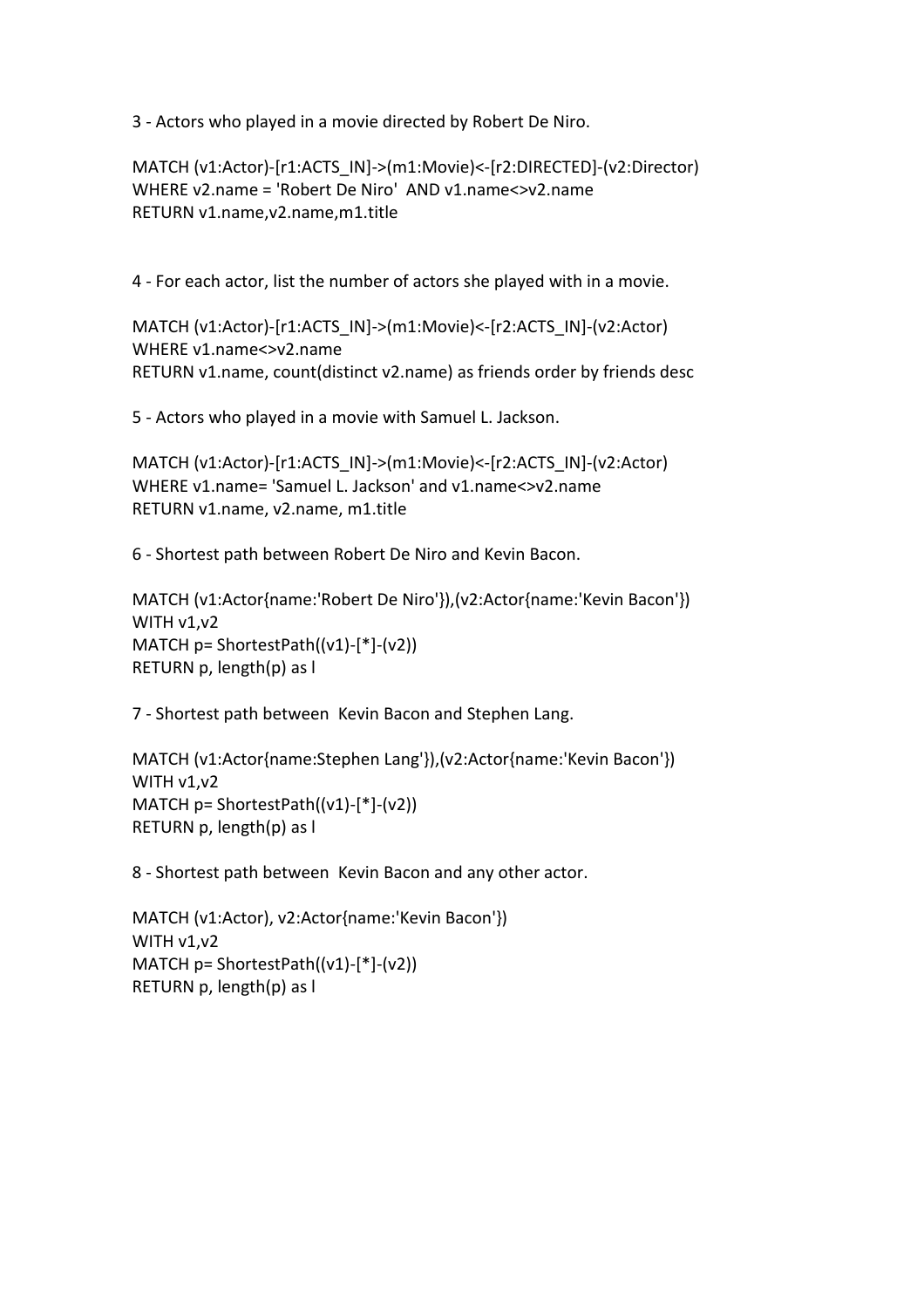3 - Actors who played in a movie directed by Robert De Niro.

```
MATCH (v1:Actor)-[r1:ACTS_IN]->(m1:Movie)<-[r2:DIRECTED]-(v2:Director)
WHERE v2.name = 'Robert De Niro'  AND v1.name<>v2.name
RETURN v1.name,v2.name,m1.title
```

4 - For each actor, list the number of actors she played with in a movie.

```
MATCH (v1:Actor)-[r1:ACTS_IN]->(m1:Movie)<-[r2:ACTS_IN]-(v2:Actor)
WHERE v1.name<>v2.name
RETURN v1.name, count(distinct v2.name) as friends order by friends desc
```

5 - Actors who played in a movie with Samuel L. Jackson.

```
MATCH (v1:Actor)-[r1:ACTS_IN]->(m1:Movie)<-[r2:ACTS_IN]-(v2:Actor)
WHERE v1.name= 'Samuel L. Jackson' and v1.name<>v2.name
RETURN v1.name, v2.name, m1.title
```

6 - Shortest path between Robert De Niro and Kevin Bacon.

```
MATCH (v1:Actor{name:'Robert De Niro'}),(v2:Actor{name:'Kevin Bacon'})
WITH v1,v2
MATCH p= ShortestPath((v1)-[*]-(v2))
RETURN p, length(p) as l
```

7 - Shortest path between  Kevin Bacon and Stephen Lang.

```
MATCH (v1:Actor{name:Stephen Lang'}),(v2:Actor{name:'Kevin Bacon'})
WITH v1,v2
MATCH p= ShortestPath((v1)-[*]-(v2))
RETURN p, length(p) as l
```

8 - Shortest path between  Kevin Bacon and any other actor.

```
MATCH (v1:Actor), v2:Actor{name:'Kevin Bacon'})
WITH v1,v2
MATCH p= ShortestPath((v1)-[*]-(v2))
RETURN p, length(p) as l
```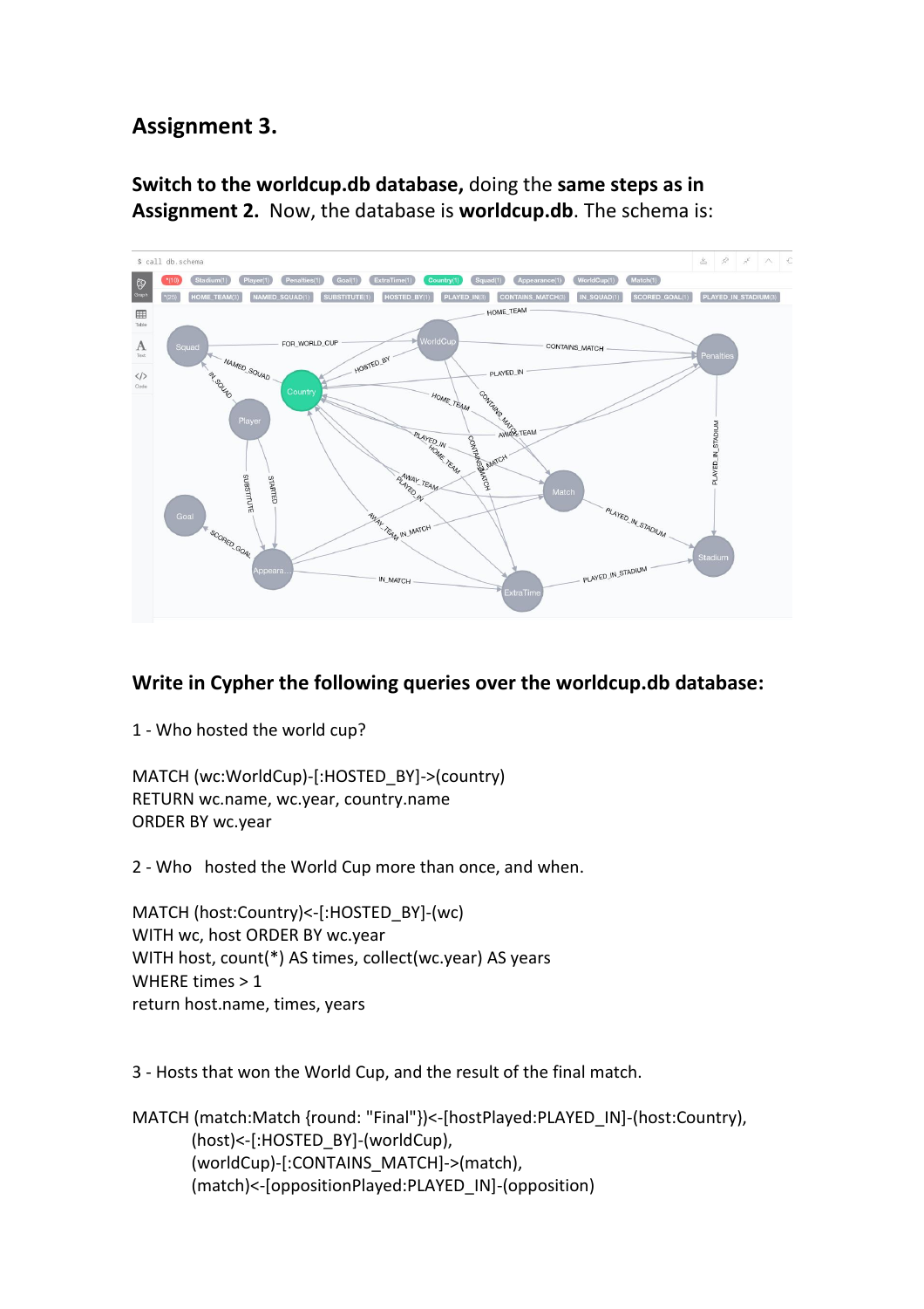## Assignment 3.

**Switch to the worldcup.db database,** doing the **same steps as in Assignment 2.** Now, the database is **worldcup.db**. The schema is:

**Write in Cypher the following queries over the worldcup.db database:**

1 - Who hosted the world cup?

```
MATCH (wc:WorldCup)-[:HOSTED_BY]->(country)
RETURN wc.name, wc.year, country.name
ORDER BY wc.year
```

2 - Who  hosted the World Cup more than once, and when.

```
MATCH (host:Country)<-[:HOSTED_BY]-(wc)
WITH wc, host ORDER BY wc.year
WITH host, count(*) AS times, collect(wc.year) AS years
WHERE times > 1
return host.name, times, years
```

3 - Hosts that won the World Cup, and the result of the final match.

```
MATCH (match:Match {round: "Final"})<-[hostPlayed:PLAYED_IN]-(host:Country),
      (host)<-[:HOSTED_BY]-(worldCup),
      (worldCup)-[:CONTAINS_MATCH]->(match),
      (match)<-[oppositionPlayed:PLAYED_IN]-(opposition)
```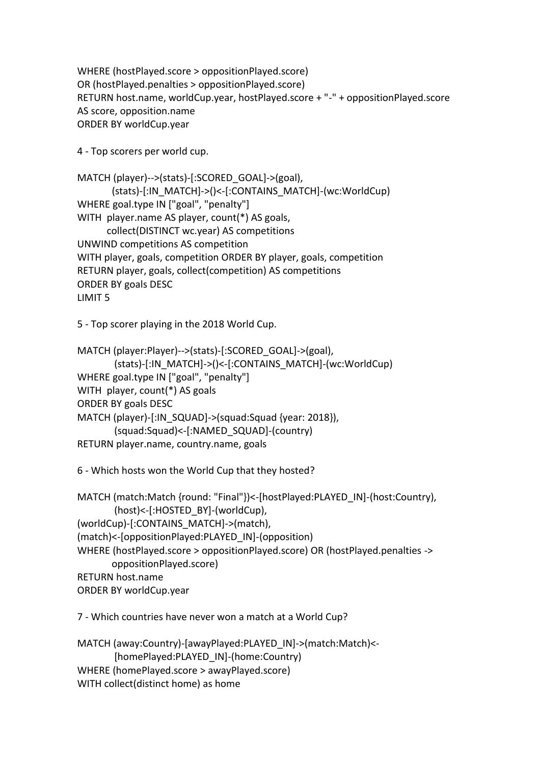```
WHERE (hostPlayed.score > oppositionPlayed.score)
OR (hostPlayed.penalties > oppositionPlayed.score)
RETURN host.name, worldCup.year, hostPlayed.score + "-" + oppositionPlayed.score
AS score, opposition.name
ORDER BY worldCup.year
```

4 - Top scorers per world cup.

```
MATCH (player)-->(stats)-[:SCORED_GOAL]->(goal),
      (stats)-[:IN_MATCH]->()<-[:CONTAINS_MATCH]-(wc:WorldCup)
WHERE goal.type IN ["goal", "penalty"]
WITH  player.name AS player, count(*) AS goals,
      collect(DISTINCT wc.year) AS competitions
UNWIND competitions AS competition
WITH player, goals, competition ORDER BY player, goals, competition
RETURN player, goals, collect(competition) AS competitions
ORDER BY goals DESC
LIMIT 5
```

5 - Top scorer playing in the 2018 World Cup.

```
MATCH (player:Player)-->(stats)-[:SCORED_GOAL]->(goal),
      (stats)-[:IN_MATCH]->()<-[:CONTAINS_MATCH]-(wc:WorldCup)
WHERE goal.type IN ["goal", "penalty"]
WITH  player, count(*) AS goals
ORDER BY goals DESC
MATCH (player)-[:IN_SQUAD]->(squad:Squad {year: 2018}),
      (squad:Squad)<-[:NAMED_SQUAD]-(country)
RETURN player.name, country.name, goals
```

6 - Which hosts won the World Cup that they hosted?

```
MATCH (match:Match {round: "Final"})<-[hostPlayed:PLAYED_IN]-(host:Country),
      (host)<-[:HOSTED_BY]-(worldCup),
(worldCup)-[:CONTAINS_MATCH]->(match),
(match)<-[oppositionPlayed:PLAYED_IN]-(opposition)
WHERE (hostPlayed.score > oppositionPlayed.score) OR (hostPlayed.penalties ->
      oppositionPlayed.score)
RETURN host.name
ORDER BY worldCup.year
```

7 - Which countries have never won a match at a World Cup?

```
MATCH (away:Country)-[awayPlayed:PLAYED_IN]->(match:Match)<-
      [homePlayed:PLAYED_IN]-(home:Country)
WHERE (homePlayed.score > awayPlayed.score)
WITH collect(distinct home) as home
```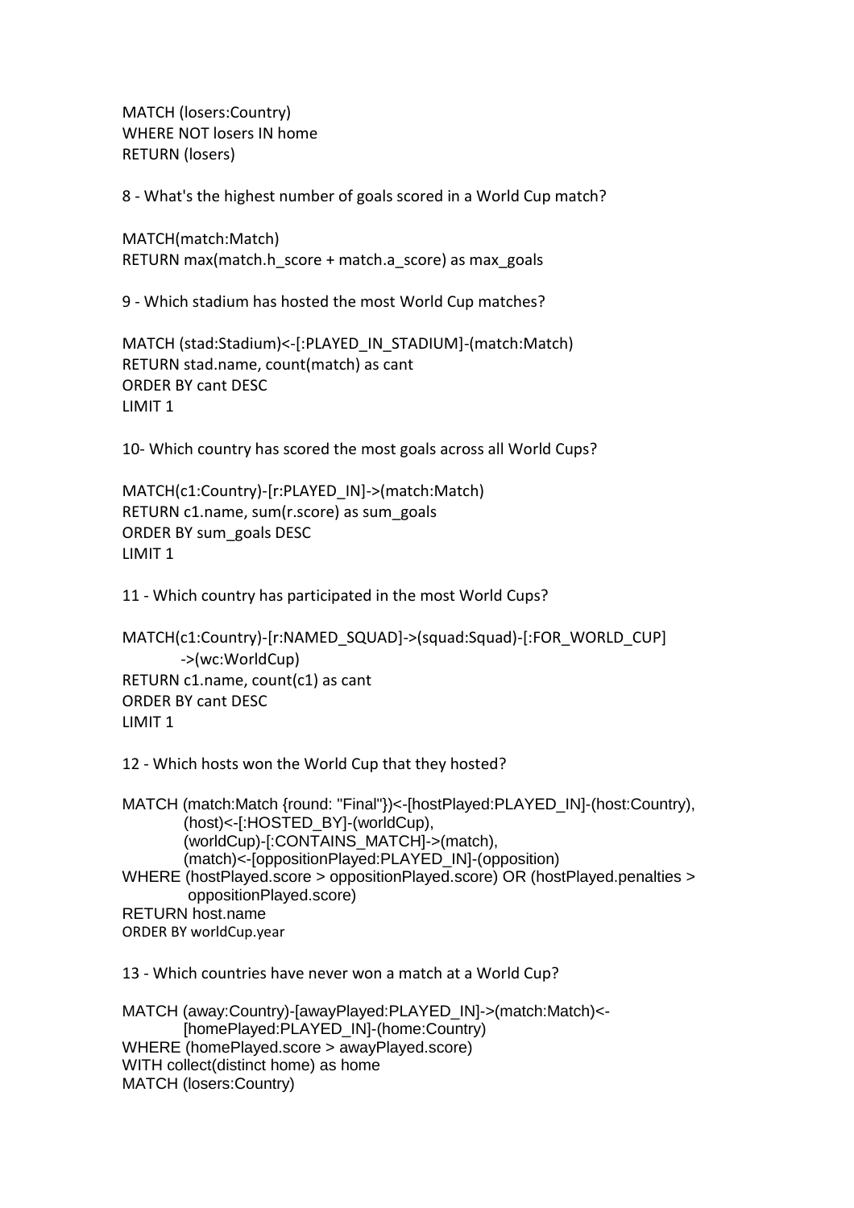```
MATCH (losers:Country)
WHERE NOT losers IN home
RETURN (losers)
```

8 - What's the highest number of goals scored in a World Cup match?

```
MATCH(match:Match)
RETURN max(match.h_score + match.a_score) as max_goals
```

9 - Which stadium has hosted the most World Cup matches?

```
MATCH (stad:Stadium)<-[:PLAYED_IN_STADIUM]-(match:Match)
RETURN stad.name, count(match) as cant
ORDER BY cant DESC
LIMIT 1
```

10- Which country has scored the most goals across all World Cups?

```
MATCH(c1:Country)-[r:PLAYED_IN]->(match:Match)
RETURN c1.name, sum(r.score) as sum_goals
ORDER BY sum_goals DESC
LIMIT 1
```

11 - Which country has participated in the most World Cups?

```
MATCH(c1:Country)-[r:NAMED_SQUAD]->(squad:Squad)-[:FOR_WORLD_CUP]
        ->(wc:WorldCup)
RETURN c1.name, count(c1) as cant
ORDER BY cant DESC
LIMIT 1
```

12 - Which hosts won the World Cup that they hosted?

```
MATCH (match:Match {round: "Final"})<-[hostPlayed:PLAYED_IN]-(host:Country),
        (host)<-[:HOSTED_BY]-(worldCup),
        (worldCup)-[:CONTAINS_MATCH]->(match),
        (match)<-[oppositionPlayed:PLAYED_IN]-(opposition)
WHERE (hostPlayed.score > oppositionPlayed.score) OR (hostPlayed.penalties >
        oppositionPlayed.score)
RETURN host.name
ORDER BY worldCup.year
```

13 - Which countries have never won a match at a World Cup?

```
MATCH (away:Country)-[awayPlayed:PLAYED_IN]->(match:Match)<-
        [homePlayed:PLAYED_IN]-(home:Country)
WHERE (homePlayed.score > awayPlayed.score)
WITH collect(distinct home) as home
MATCH (losers:Country)
```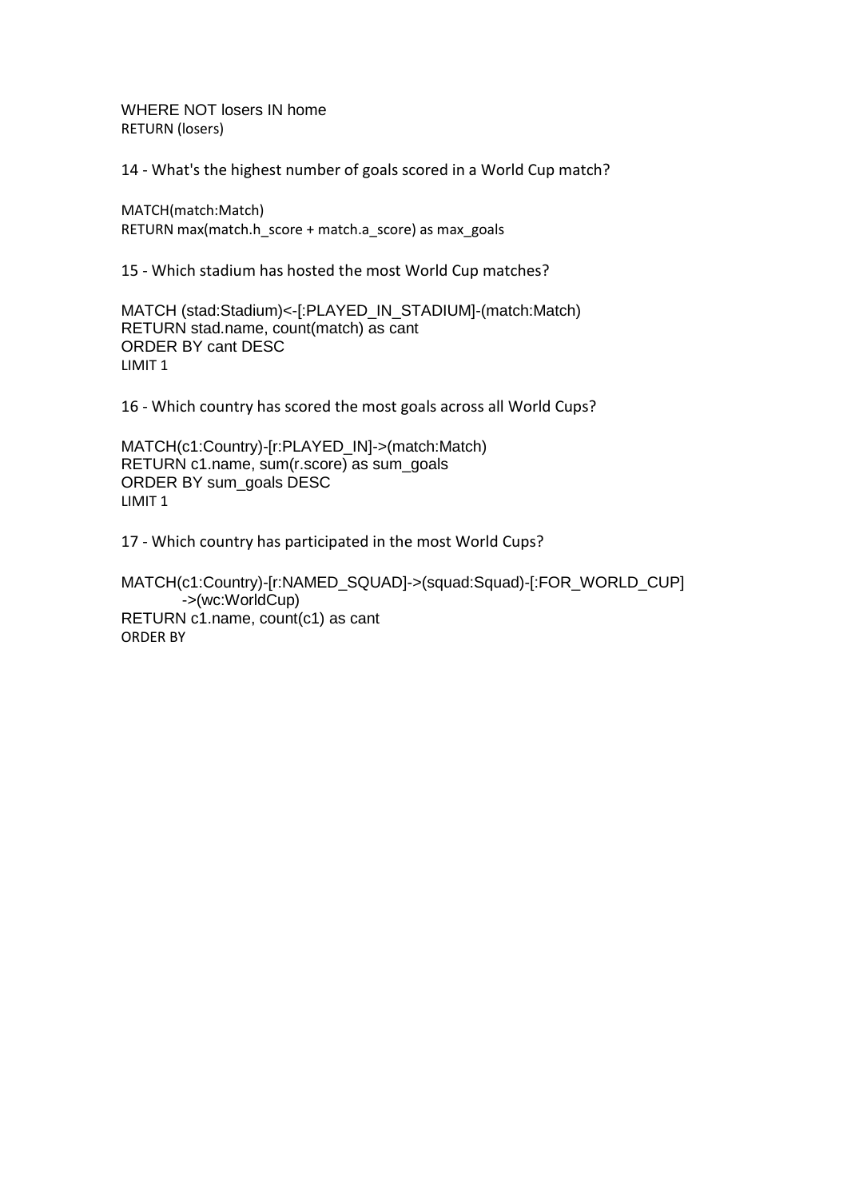```
WHERE NOT losers IN home
RETURN (losers)
```

14 - What's the highest number of goals scored in a World Cup match?

```
MATCH(match:Match)
RETURN max(match.h_score + match.a_score) as max_goals
```

15 - Which stadium has hosted the most World Cup matches?

```
MATCH (stad:Stadium)<-[:PLAYED_IN_STADIUM]-(match:Match)
RETURN stad.name, count(match) as cant
ORDER BY cant DESC
LIMIT 1
```

16 - Which country has scored the most goals across all World Cups?

```
MATCH(c1:Country)-[r:PLAYED_IN]->(match:Match)
RETURN c1.name, sum(r.score) as sum_goals
ORDER BY sum_goals DESC
LIMIT 1
```

17 - Which country has participated in the most World Cups?

```
MATCH(c1:Country)-[r:NAMED_SQUAD]->(squad:Squad)-[:FOR_WORLD_CUP]
        ->(wc:WorldCup)
RETURN c1.name, count(c1) as cant
ORDER BY
```